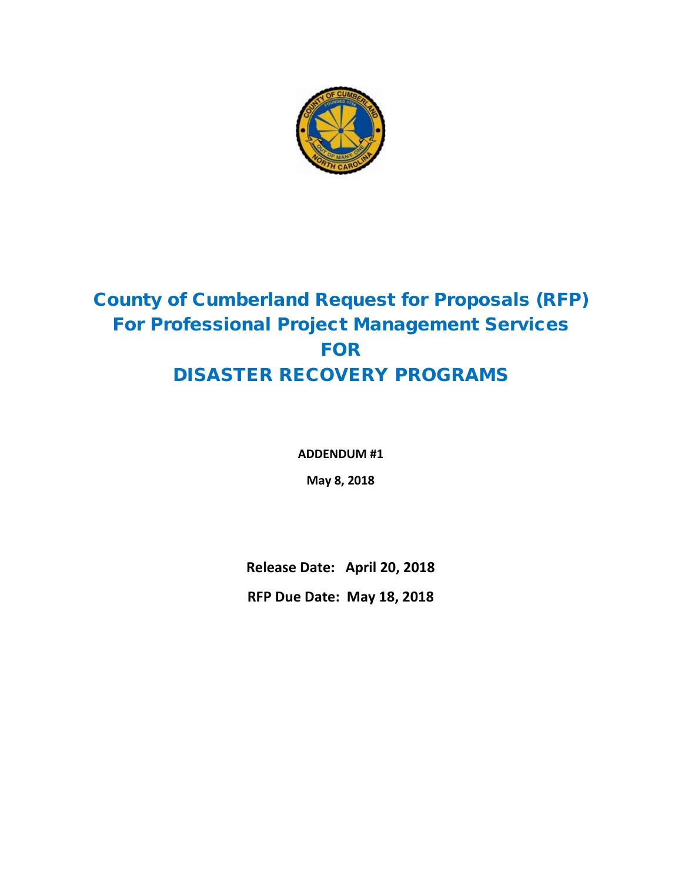# County of Cumberland Request for Proposals (RFP) For Professional Project Management Services FOR DISASTER RECOVERY PROGRAMS

**ADDENDUM #1**

**May 8, 2018**

**Release Date: April 20, 2018**

**RFP Due Date: May 18, 2018**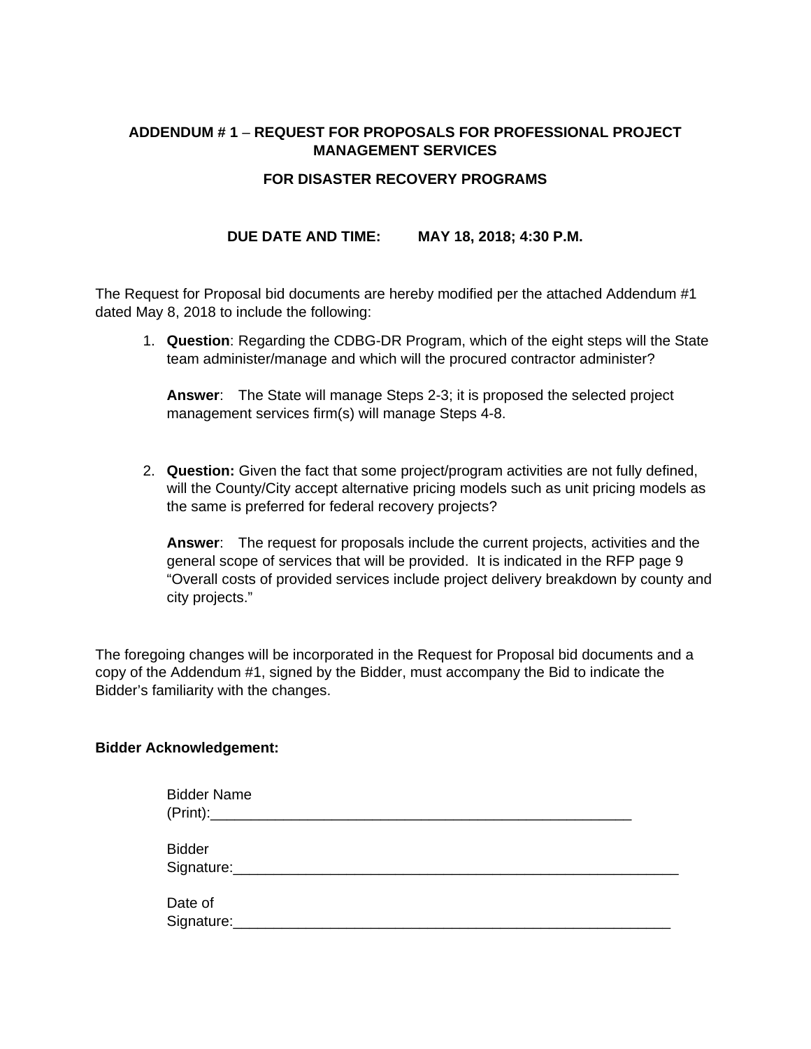**ADDENDUM # 1** – **REQUEST FOR PROPOSALS FOR PROFESSIONAL PROJECT MANAGEMENT SERVICES**

**FOR DISASTER RECOVERY PROGRAMS**

**DUE DATE AND TIME: MAY 18, 2018; 4:30 P.M.**

The Request for Proposal bid documents are hereby modified per the attached Addendum #1 dated May 8, 2018 to include the following:

1. **Question**: Regarding the CDBG-DR Program, which of the eight steps will the State team administer/manage and which will the procured contractor administer?

   **Answer**: The State will manage Steps 2-3; it is proposed the selected project management services firm(s) will manage Steps 4-8.

2. **Question:** Given the fact that some project/program activities are not fully defined, will the County/City accept alternative pricing models such as unit pricing models as the same is preferred for federal recovery projects?

   **Answer**: The request for proposals include the current projects, activities and the general scope of services that will be provided. It is indicated in the RFP page 9 "Overall costs of provided services include project delivery breakdown by county and city projects."

The foregoing changes will be incorporated in the Request for Proposal bid documents and a copy of the Addendum #1, signed by the Bidder, must accompany the Bid to indicate the Bidder's familiarity with the changes.

**Bidder Acknowledgement:**

Bidder Name (Print):_______________________________________________________

Bidder Signature:_________________________________________________________

Date of Signature:________________________________________________________